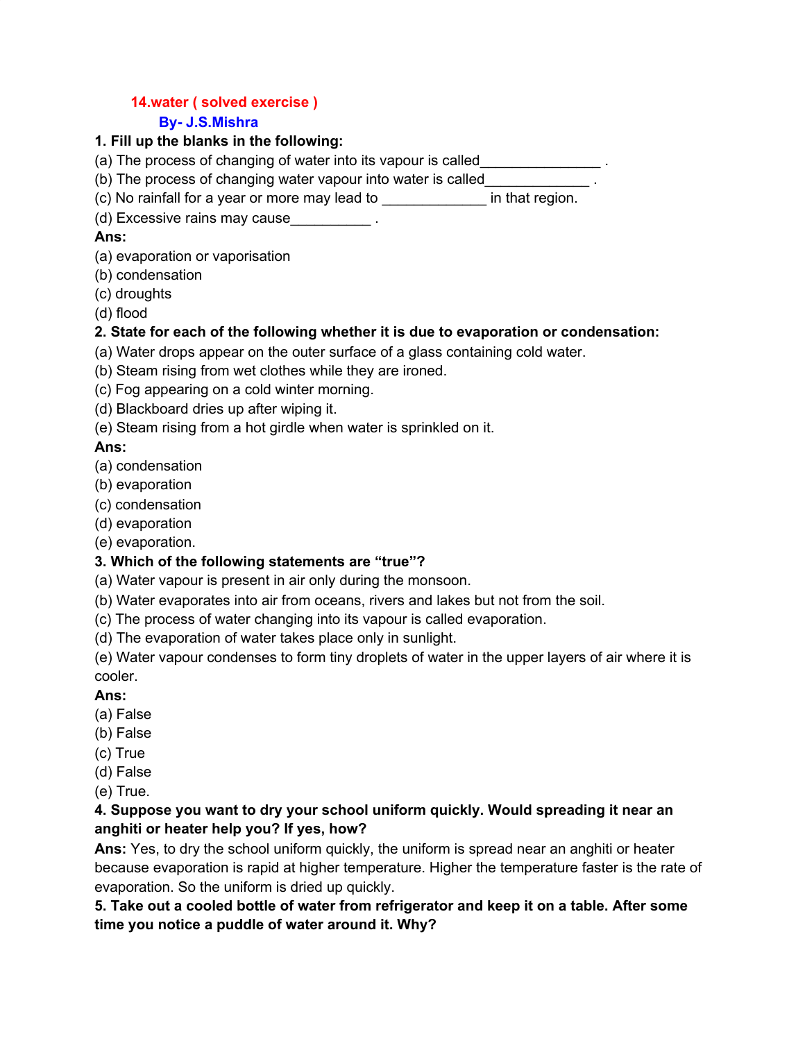# 14.water ( solved exercise )

**By- J.S.Mishra**

**1. Fill up the blanks in the following:**

(a) The process of changing of water into its vapour is called_______________ .

(b) The process of changing water vapour into water is called_____________ .

(c) No rainfall for a year or more may lead to _____________ in that region.

(d) Excessive rains may cause__________ .

**Ans:**

(a) evaporation or vaporisation

(b) condensation

(c) droughts

(d) flood

**2. State for each of the following whether it is due to evaporation or condensation:**

(a) Water drops appear on the outer surface of a glass containing cold water.

(b) Steam rising from wet clothes while they are ironed.

(c) Fog appearing on a cold winter morning.

(d) Blackboard dries up after wiping it.

(e) Steam rising from a hot girdle when water is sprinkled on it.

**Ans:**

(a) condensation

(b) evaporation

(c) condensation

(d) evaporation

(e) evaporation.

**3. Which of the following statements are "true"?**

(a) Water vapour is present in air only during the monsoon.

(b) Water evaporates into air from oceans, rivers and lakes but not from the soil.

(c) The process of water changing into its vapour is called evaporation.

(d) The evaporation of water takes place only in sunlight.

(e) Water vapour condenses to form tiny droplets of water in the upper layers of air where it is cooler.

**Ans:**

(a) False

(b) False

(c) True

(d) False

(e) True.

**4. Suppose you want to dry your school uniform quickly. Would spreading it near an anghiti or heater help you? If yes, how?**

**Ans:** Yes, to dry the school uniform quickly, the uniform is spread near an anghiti or heater because evaporation is rapid at higher temperature. Higher the temperature faster is the rate of evaporation. So the uniform is dried up quickly.

**5. Take out a cooled bottle of water from refrigerator and keep it on a table. After some time you notice a puddle of water around it. Why?**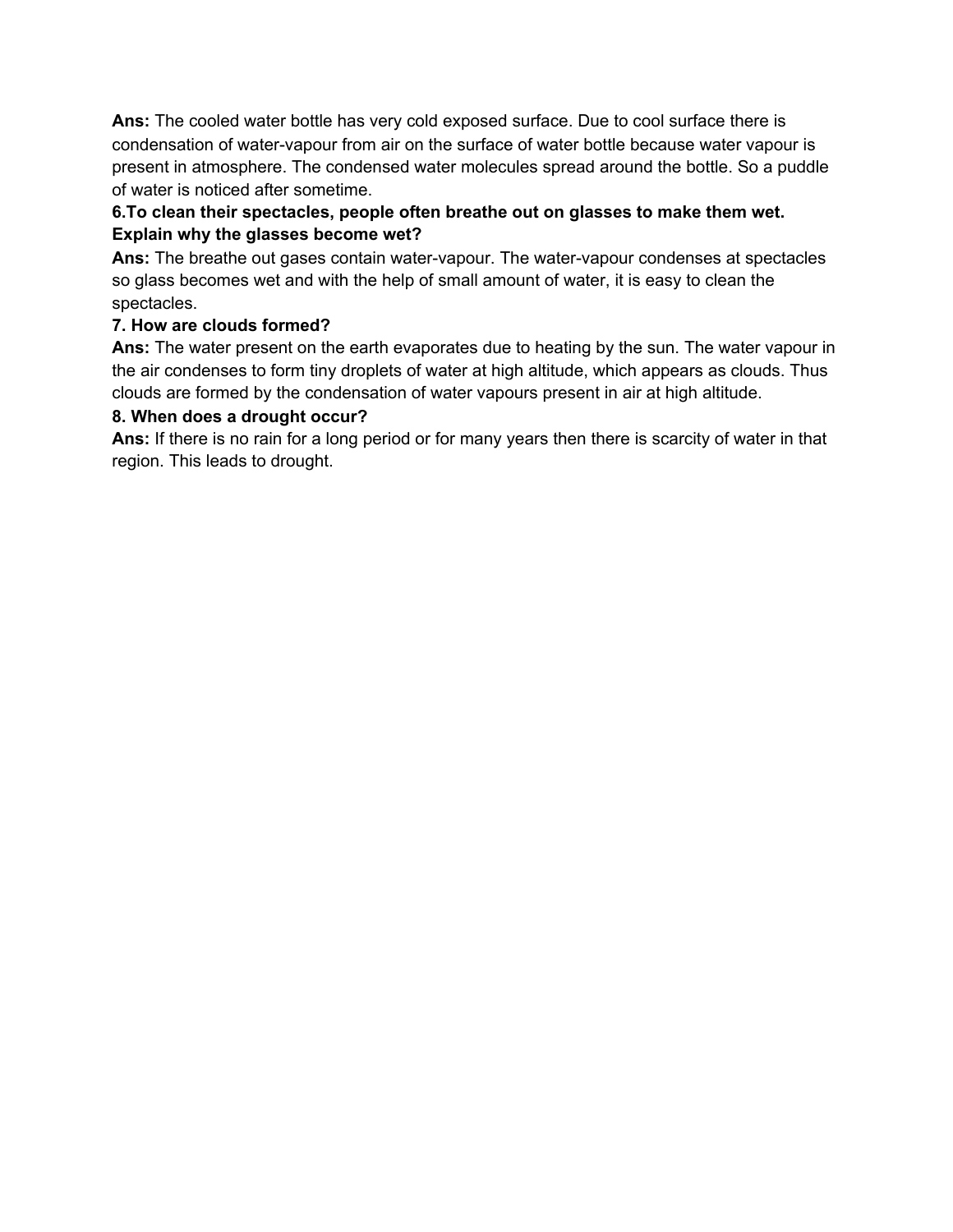**Ans:** The cooled water bottle has very cold exposed surface. Due to cool surface there is condensation of water-vapour from air on the surface of water bottle because water vapour is present in atmosphere. The condensed water molecules spread around the bottle. So a puddle of water is noticed after sometime.

**6.To clean their spectacles, people often breathe out on glasses to make them wet. Explain why the glasses become wet?**

**Ans:** The breathe out gases contain water-vapour. The water-vapour condenses at spectacles so glass becomes wet and with the help of small amount of water, it is easy to clean the spectacles.

**7. How are clouds formed?**

**Ans:** The water present on the earth evaporates due to heating by the sun. The water vapour in the air condenses to form tiny droplets of water at high altitude, which appears as clouds. Thus clouds are formed by the condensation of water vapours present in air at high altitude.

**8. When does a drought occur?**

**Ans:** If there is no rain for a long period or for many years then there is scarcity of water in that region. This leads to drought.